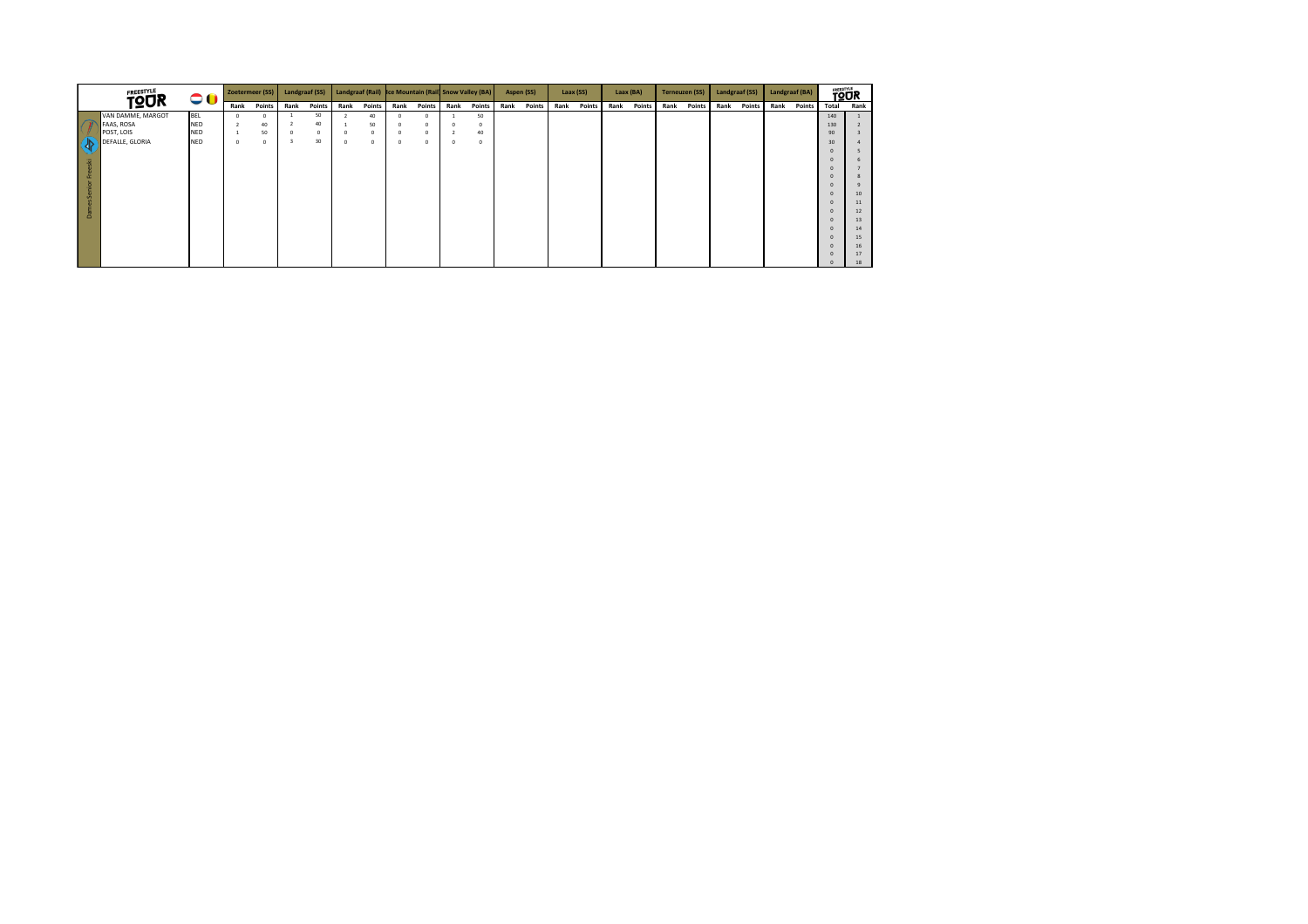| FREESTYLE TOUR | | Zoetermeer (SS) | | Landgraaf (SS) | | Landgraaf (Rail) | | Ice Mountain (Rail) | | Snow Valley (BA) | | Aspen (SS) | | Laax (SS) | | Laax (BA) | | Terneuzen (SS) | | Landgraaf (SS) | | Landgraaf (BA) | | FREESTYLE TOUR | |
|---|---|---|---|---|---|---|---|---|---|---|---|---|---|---|---|---|---|---|---|---|---|---|---|---|---|
| | | Rank | Points | Rank | Points | Rank | Points | Rank | Points | Rank | Points | Rank | Points | Rank | Points | Rank | Points | Rank | Points | Rank | Points | Rank | Points | Total | Rank |
| VAN DAMME, MARGOT | BEL | 0 | 0 | 1 | 50 | 2 | 40 | 0 | 0 | 1 | 50 | | | | | | | | | | | | | 140 | 1 |
| FAAS, ROSA | NED | 2 | 40 | 2 | 40 | 1 | 50 | 0 | 0 | 0 | 0 | | | | | | | | | | | | | 130 | 2 |
| POST, LOIS | NED | 1 | 50 | 0 | 0 | 0 | 0 | 0 | 0 | 2 | 40 | | | | | | | | | | | | | 90 | 3 |
| DEFALLE, GLORIA | NED | 0 | 0 | 3 | 30 | 0 | 0 | 0 | 0 | 0 | 0 | | | | | | | | | | | | | 30 | 4 |
| | | | | | | | | | | | | | | | | | | | | | | | | 0 | 5 |
| | | | | | | | | | | | | | | | | | | | | | | | | 0 | 6 |
| | | | | | | | | | | | | | | | | | | | | | | | | 0 | 7 |
| | | | | | | | | | | | | | | | | | | | | | | | | 0 | 8 |
| | | | | | | | | | | | | | | | | | | | | | | | | 0 | 9 |
| | | | | | | | | | | | | | | | | | | | | | | | | 0 | 10 |
| | | | | | | | | | | | | | | | | | | | | | | | | 0 | 11 |
| | | | | | | | | | | | | | | | | | | | | | | | | 0 | 12 |
| | | | | | | | | | | | | | | | | | | | | | | | | 0 | 13 |
| | | | | | | | | | | | | | | | | | | | | | | | | 0 | 14 |
| | | | | | | | | | | | | | | | | | | | | | | | | 0 | 15 |
| | | | | | | | | | | | | | | | | | | | | | | | | 0 | 16 |
| | | | | | | | | | | | | | | | | | | | | | | | | 0 | 17 |
| | | | | | | | | | | | | | | | | | | | | | | | | 0 | 18 |

Dames Senior Freeski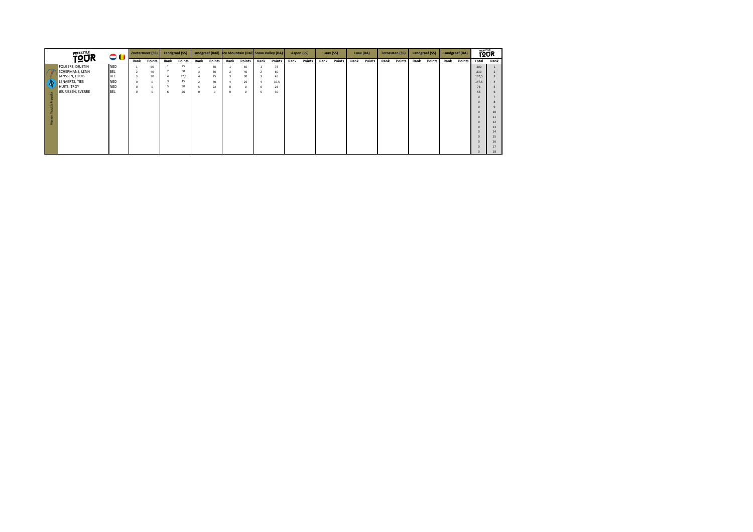| FREESTYLE TOUR | | Zoetermeer (SS) | | Landgraaf (SS) | | Landgraaf (Rail) | | Ice Mountain (Rail) | | Snow Valley (BA) | | Aspen (SS) | | Laax (SS) | | Laax (BA) | | Terneuzen (SS) | | Landgraaf (SS) | | Landgraaf (BA) | | FREESTYLE TOUR | |
|---|---|---|---|---|---|---|---|---|---|---|---|---|---|---|---|---|---|---|---|---|---|---|---|---|---|
| | | Rank | Points | Rank | Points | Rank | Points | Rank | Points | Rank | Points | Rank | Points | Rank | Points | Rank | Points | Rank | Points | Rank | Points | Rank | Points | Total | Rank |
| FOLGERS, DJUSTIN | NED | 1 | 50 | 1 | 75 | 1 | 50 | 1 | 50 | 1 | 75 | | | | | | | | | | | | | 300 | 1 |
| SCHEPMANS, LENN | BEL | 2 | 40 | 2 | 60 | 3 | 30 | 2 | 40 | 2 | 60 | | | | | | | | | | | | | 230 | 2 |
| JANSSEN, LOUIS | BEL | 3 | 30 | 4 | 37,5 | 4 | 25 | 3 | 30 | 3 | 45 | | | | | | | | | | | | | 167,5 | 3 |
| LENAERTS, TIES | NED | 0 | 0 | 3 | 45 | 2 | 40 | 4 | 25 | 4 | 37,5 | | | | | | | | | | | | | 147,5 | 4 |
| HUITS, TROY | NED | 0 | 0 | 5 | 30 | 5 | 22 | 0 | 0 | 6 | 26 | | | | | | | | | | | | | 78 | 5 |
| JEURISSEN, SVERRE | BEL | 0 | 0 | 6 | 26 | 0 | 0 | 0 | 0 | 5 | 30 | | | | | | | | | | | | | 56 | 6 |
| | | | | | | | | | | | | | | | | | | | | | | | | 0 | 7 |
| | | | | | | | | | | | | | | | | | | | | | | | | 0 | 8 |
| | | | | | | | | | | | | | | | | | | | | | | | | 0 | 9 |
| | | | | | | | | | | | | | | | | | | | | | | | | 0 | 10 |
| | | | | | | | | | | | | | | | | | | | | | | | | 0 | 11 |
| | | | | | | | | | | | | | | | | | | | | | | | | 0 | 12 |
| | | | | | | | | | | | | | | | | | | | | | | | | 0 | 13 |
| | | | | | | | | | | | | | | | | | | | | | | | | 0 | 14 |
| | | | | | | | | | | | | | | | | | | | | | | | | 0 | 15 |
| | | | | | | | | | | | | | | | | | | | | | | | | 0 | 16 |
| | | | | | | | | | | | | | | | | | | | | | | | | 0 | 17 |
| | | | | | | | | | | | | | | | | | | | | | | | | 0 | 18 |

Heren Youth Freeski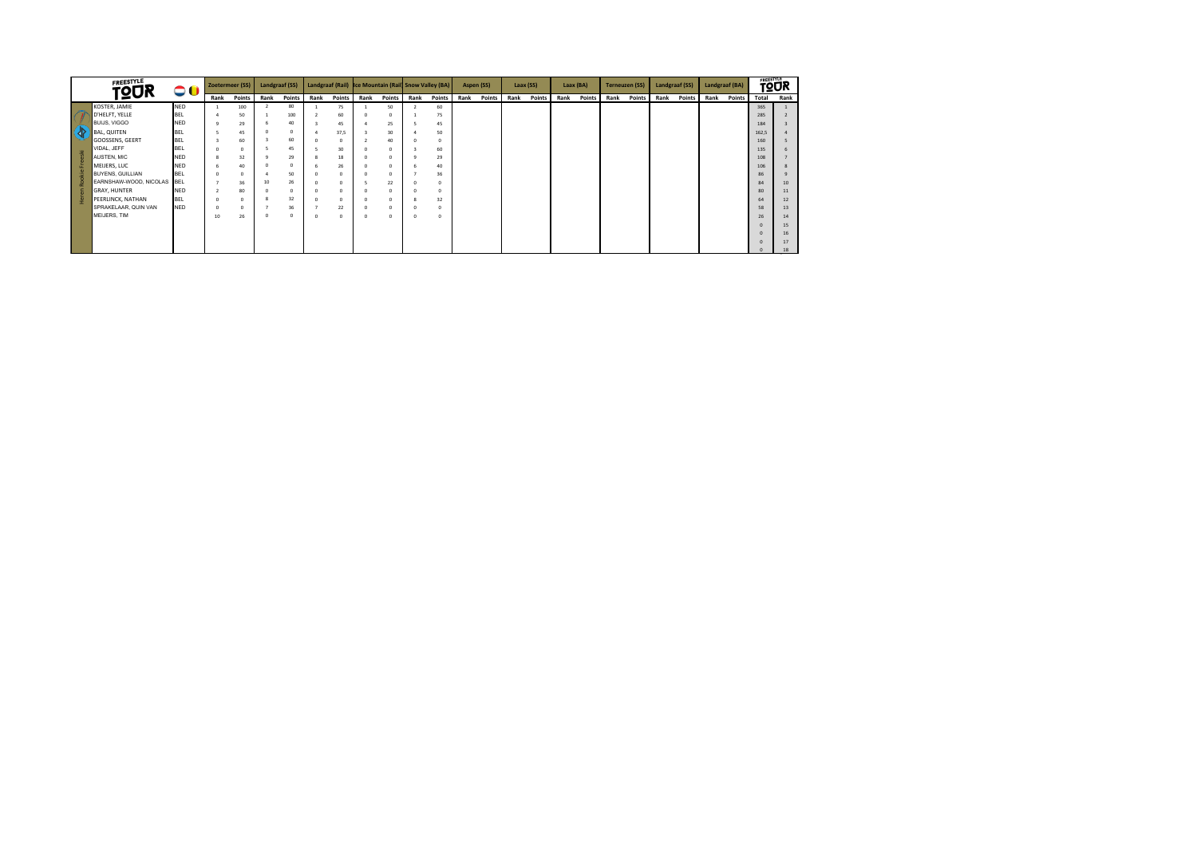| FREESTYLE TOUR | | Zoetermeer (SS) | | Landgraaf (SS) | | Landgraaf (Rail) | | Ice Mountain (Rail) | | Snow Valley (BA) | | Aspen (SS) | | Laax (SS) | | Laax (BA) | | Terneuzen (SS) | | Landgraaf (SS) | | Landgraaf (BA) | | FREESTYLE TOUR | |
|---|---|---|---|---|---|---|---|---|---|---|---|---|---|---|---|---|---|---|---|---|---|---|---|---|---|
| | | Rank | Points | Rank | Points | Rank | Points | Rank | Points | Rank | Points | Rank | Points | Rank | Points | Rank | Points | Rank | Points | Rank | Points | Rank | Points | Total | Rank |
| KOSTER, JAMIE | NED | 1 | 100 | 2 | 80 | 1 | 75 | 1 | 50 | 2 | 60 | | | | | | | | | | | | | 365 | 1 |
| D'HELFT, YELLE | BEL | 4 | 50 | 1 | 100 | 2 | 60 | 0 | 0 | 1 | 75 | | | | | | | | | | | | | 285 | 2 |
| BUIJS, VIGGO | NED | 9 | 29 | 6 | 40 | 3 | 45 | 4 | 25 | 5 | 45 | | | | | | | | | | | | | 184 | 3 |
| BAL, QUITEN | BEL | 5 | 45 | 0 | 0 | 4 | 37,5 | 3 | 30 | 4 | 50 | | | | | | | | | | | | | 162,5 | 4 |
| GOOSSENS, GEERT | BEL | 3 | 60 | 3 | 60 | 0 | 0 | 2 | 40 | 0 | 0 | | | | | | | | | | | | | 160 | 5 |
| VIDAL, JEFF | BEL | 0 | 0 | 5 | 45 | 5 | 30 | 0 | 0 | 3 | 60 | | | | | | | | | | | | | 135 | 6 |
| AUSTEN, MIC | NED | 8 | 32 | 9 | 29 | 8 | 18 | 0 | 0 | 9 | 29 | | | | | | | | | | | | | 108 | 7 |
| MEIJERS, LUC | NED | 6 | 40 | 0 | 0 | 6 | 26 | 0 | 0 | 6 | 40 | | | | | | | | | | | | | 106 | 8 |
| BUYENS, GUILLIAN | BEL | 0 | 0 | 4 | 50 | 0 | 0 | 0 | 0 | 7 | 36 | | | | | | | | | | | | | 86 | 9 |
| EARNSHAW-WOOD, NICOLAS | BEL | 7 | 36 | 10 | 26 | 0 | 0 | 5 | 22 | 0 | 0 | | | | | | | | | | | | | 84 | 10 |
| GRAY, HUNTER | NED | 2 | 80 | 0 | 0 | 0 | 0 | 0 | 0 | 0 | 0 | | | | | | | | | | | | | 80 | 11 |
| PEERLINCK, NATHAN | BEL | 0 | 0 | 8 | 32 | 0 | 0 | 0 | 0 | 8 | 32 | | | | | | | | | | | | | 64 | 12 |
| SPRAKELAAR, QUIN VAN | NED | 0 | 0 | 7 | 36 | 7 | 22 | 0 | 0 | 0 | 0 | | | | | | | | | | | | | 58 | 13 |
| MEIJERS, TIM | | 10 | 26 | 0 | 0 | 0 | 0 | 0 | 0 | 0 | 0 | | | | | | | | | | | | | 26 | 14 |
| | | | | | | | | | | | | | | | | | | | | | | | | 0 | 15 |
| | | | | | | | | | | | | | | | | | | | | | | | | 0 | 16 |
| | | | | | | | | | | | | | | | | | | | | | | | | 0 | 17 |
| | | | | | | | | | | | | | | | | | | | | | | | | 0 | 18 |

Heren Rookie Freeski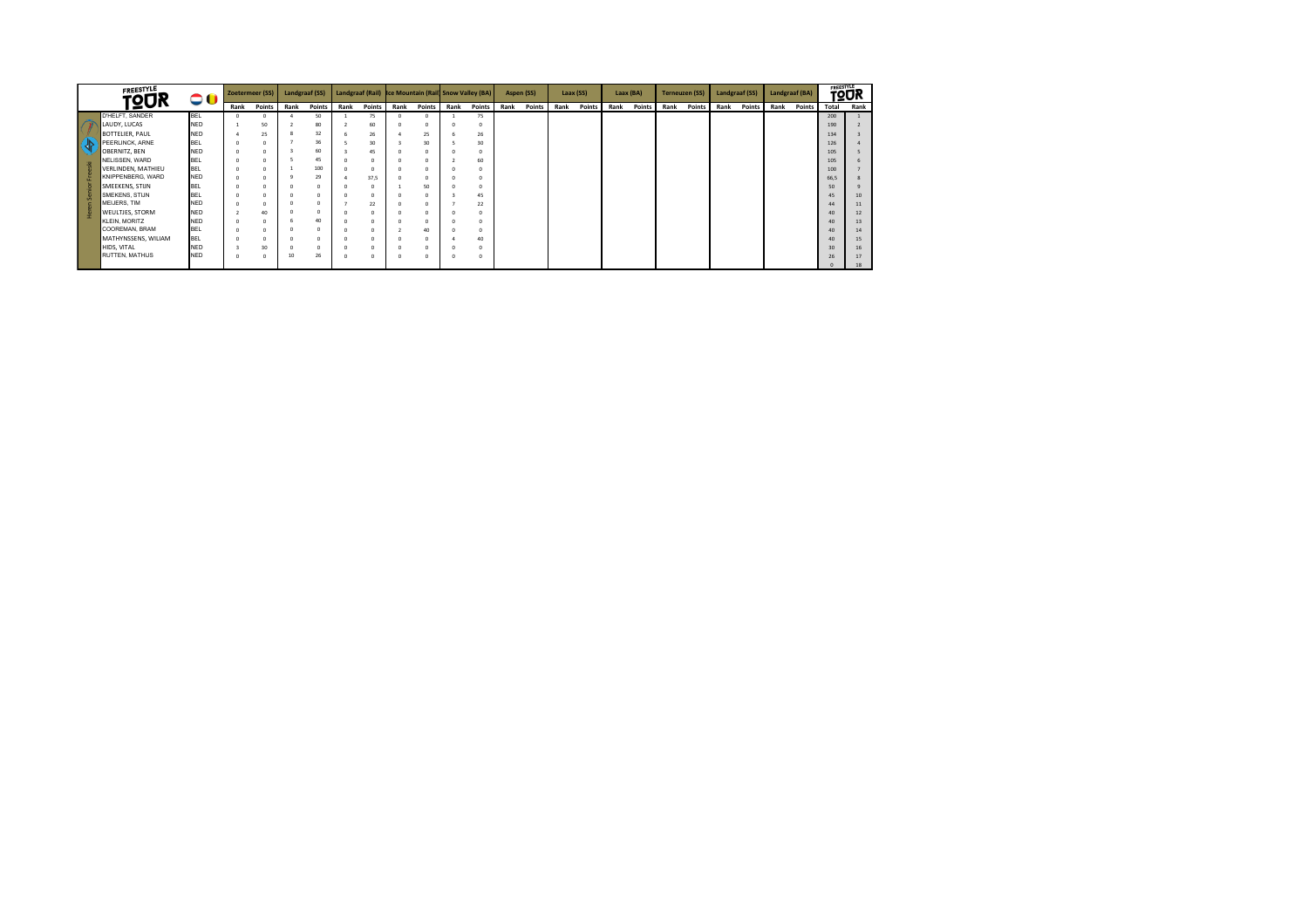| FREESTYLE TOUR | | Zoetermeer (SS) | | Landgraaf (SS) | | Landgraaf (Rail) | | Ice Mountain (Rail) | | Snow Valley (BA) | | Aspen (SS) | | Laax (SS) | | Laax (BA) | | Terneuzen (SS) | | Landgraaf (SS) | | Landgraaf (BA) | | FREESTYLE TOUR | |
|---|---|---|---|---|---|---|---|---|---|---|---|---|---|---|---|---|---|---|---|---|---|---|---|---|---|
| | | Rank | Points | Rank | Points | Rank | Points | Rank | Points | Rank | Points | Rank | Points | Rank | Points | Rank | Points | Rank | Points | Rank | Points | Rank | Points | Total | Rank |
| D'HELFT, SANDER | BEL | 0 | 0 | 4 | 50 | 1 | 75 | 0 | 0 | 1 | 75 | | | | | | | | | | | | | 200 | 1 |
| LAUDY, LUCAS | NED | 1 | 50 | 2 | 80 | 2 | 60 | 0 | 0 | 0 | 0 | | | | | | | | | | | | | 190 | 2 |
| BOTTELIER, PAUL | NED | 4 | 25 | 8 | 32 | 6 | 26 | 4 | 25 | 6 | 26 | | | | | | | | | | | | | 134 | 3 |
| PEERLINCK, ARNE | BEL | 0 | 0 | 7 | 36 | 5 | 30 | 3 | 30 | 5 | 30 | | | | | | | | | | | | | 126 | 4 |
| OBERNITZ, BEN | NED | 0 | 0 | 3 | 60 | 3 | 45 | 0 | 0 | 0 | 0 | | | | | | | | | | | | | 105 | 5 |
| NELISSEN, WARD | BEL | 0 | 0 | 5 | 45 | 0 | 0 | 0 | 0 | 2 | 60 | | | | | | | | | | | | | 105 | 6 |
| VERLINDEN, MATHIEU | BEL | 0 | 0 | 1 | 100 | 0 | 0 | 0 | 0 | 0 | 0 | | | | | | | | | | | | | 100 | 7 |
| KNIPPENBERG, WARD | NED | 0 | 0 | 9 | 29 | 4 | 37,5 | 0 | 0 | 0 | 0 | | | | | | | | | | | | | 66,5 | 8 |
| SMEEKENS, STIJN | BEL | 0 | 0 | 0 | 0 | 0 | 0 | 1 | 50 | 0 | 0 | | | | | | | | | | | | | 50 | 9 |
| SMEKENS, STIJN | BEL | 0 | 0 | 0 | 0 | 0 | 0 | 0 | 0 | 3 | 45 | | | | | | | | | | | | | 45 | 10 |
| MEIJERS, TIM | NED | 0 | 0 | 0 | 0 | 7 | 22 | 0 | 0 | 7 | 22 | | | | | | | | | | | | | 44 | 11 |
| WEULTJES, STORM | NED | 2 | 40 | 0 | 0 | 0 | 0 | 0 | 0 | 0 | 0 | | | | | | | | | | | | | 40 | 12 |
| KLEIN, MORITZ | NED | 0 | 0 | 6 | 40 | 0 | 0 | 0 | 0 | 0 | 0 | | | | | | | | | | | | | 40 | 13 |
| COOREMAN, BRAM | BEL | 0 | 0 | 0 | 0 | 0 | 0 | 2 | 40 | 0 | 0 | | | | | | | | | | | | | 40 | 14 |
| MATHYNSSENS, WILIAM | BEL | 0 | 0 | 0 | 0 | 0 | 0 | 0 | 0 | 4 | 40 | | | | | | | | | | | | | 40 | 15 |
| HIDS, VITAL | NED | 3 | 30 | 0 | 0 | 0 | 0 | 0 | 0 | 0 | 0 | | | | | | | | | | | | | 30 | 16 |
| RUTTEN, MATHIJS | NED | 0 | 0 | 10 | 26 | 0 | 0 | 0 | 0 | 0 | 0 | | | | | | | | | | | | | 26 | 17 |
| | | | | | | | | | | | | | | | | | | | | | | | | 0 | 18 |

Heren Senior Freeski